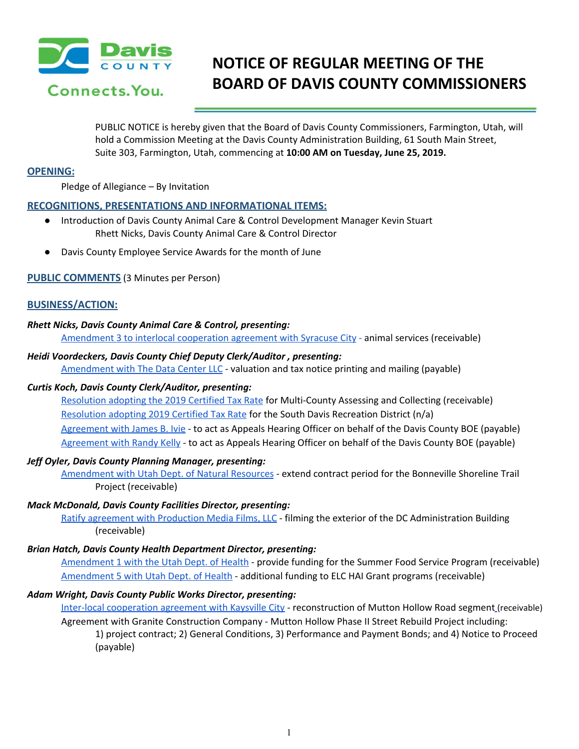# NOTICE OF REGULAR MEETING OF THE BOARD OF DAVIS COUNTY COMMISSIONERS

PUBLIC NOTICE is hereby given that the Board of Davis County Commissioners, Farmington, Utah, will hold a Commission Meeting at the Davis County Administration Building, 61 South Main Street, Suite 303, Farmington, Utah, commencing at **10:00 AM on Tuesday, June 25, 2019.**

## OPENING:

Pledge of Allegiance – By Invitation

## RECOGNITIONS, PRESENTATIONS AND INFORMATIONAL ITEMS:

- Introduction of Davis County Animal Care & Control Development Manager Kevin Stuart
  Rhett Nicks, Davis County Animal Care & Control Director
- Davis County Employee Service Awards for the month of June

## PUBLIC COMMENTS (3 Minutes per Person)

## BUSINESS/ACTION:

***Rhett Nicks, Davis County Animal Care & Control, presenting:***

Amendment 3 to interlocal cooperation agreement with Syracuse City - animal services (receivable)

***Heidi Voordeckers, Davis County Chief Deputy Clerk/Auditor , presenting:***

Amendment with The Data Center LLC - valuation and tax notice printing and mailing (payable)

***Curtis Koch, Davis County Clerk/Auditor, presenting:***

Resolution adopting the 2019 Certified Tax Rate for Multi-County Assessing and Collecting (receivable)

Resolution adopting 2019 Certified Tax Rate for the South Davis Recreation District (n/a)

Agreement with James B. Ivie - to act as Appeals Hearing Officer on behalf of the Davis County BOE (payable)

Agreement with Randy Kelly - to act as Appeals Hearing Officer on behalf of the Davis County BOE (payable)

***Jeff Oyler, Davis County Planning Manager, presenting:***

Amendment with Utah Dept. of Natural Resources - extend contract period for the Bonneville Shoreline Trail Project (receivable)

***Mack McDonald, Davis County Facilities Director, presenting:***

Ratify agreement with Production Media Films, LLC - filming the exterior of the DC Administration Building (receivable)

***Brian Hatch, Davis County Health Department Director, presenting:***

Amendment 1 with the Utah Dept. of Health - provide funding for the Summer Food Service Program (receivable)

Amendment 5 with Utah Dept. of Health - additional funding to ELC HAI Grant programs (receivable)

***Adam Wright, Davis County Public Works Director, presenting:***

Inter-local cooperation agreement with Kaysville City - reconstruction of Mutton Hollow Road segment (receivable)

Agreement with Granite Construction Company - Mutton Hollow Phase II Street Rebuild Project including: 1) project contract; 2) General Conditions, 3) Performance and Payment Bonds; and 4) Notice to Proceed (payable)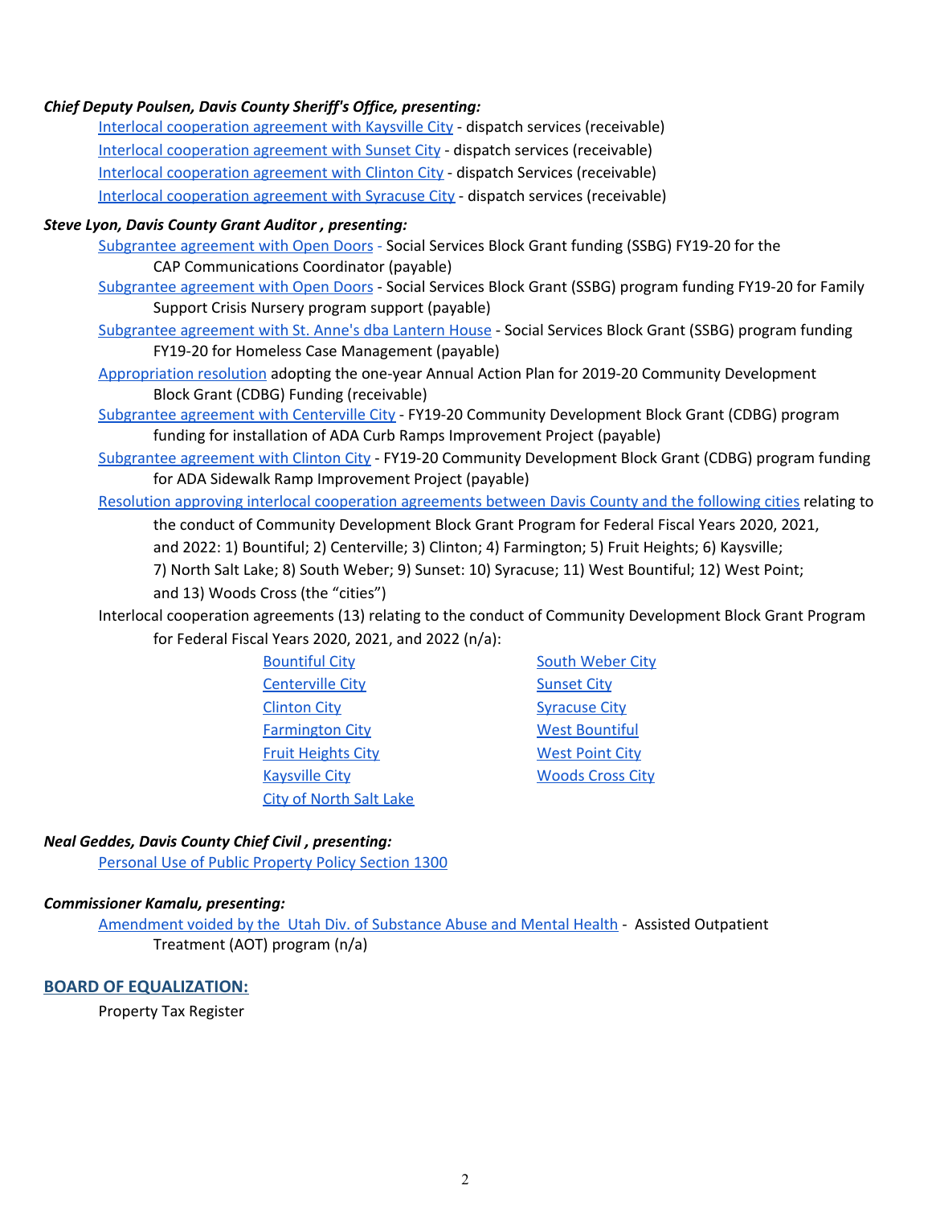***Chief Deputy Poulsen, Davis County Sheriff's Office, presenting:***

Interlocal cooperation agreement with Kaysville City - dispatch services (receivable)

Interlocal cooperation agreement with Sunset City - dispatch services (receivable)

Interlocal cooperation agreement with Clinton City - dispatch Services (receivable)

Interlocal cooperation agreement with Syracuse City - dispatch services (receivable)

***Steve Lyon, Davis County Grant Auditor , presenting:***

Subgrantee agreement with Open Doors - Social Services Block Grant funding (SSBG) FY19-20 for the CAP Communications Coordinator (payable)

Subgrantee agreement with Open Doors - Social Services Block Grant (SSBG) program funding FY19-20 for Family Support Crisis Nursery program support (payable)

Subgrantee agreement with St. Anne's dba Lantern House - Social Services Block Grant (SSBG) program funding FY19-20 for Homeless Case Management (payable)

Appropriation resolution adopting the one-year Annual Action Plan for 2019-20 Community Development Block Grant (CDBG) Funding (receivable)

Subgrantee agreement with Centerville City - FY19-20 Community Development Block Grant (CDBG) program funding for installation of ADA Curb Ramps Improvement Project (payable)

Subgrantee agreement with Clinton City - FY19-20 Community Development Block Grant (CDBG) program funding for ADA Sidewalk Ramp Improvement Project (payable)

Resolution approving interlocal cooperation agreements between Davis County and the following cities relating to the conduct of Community Development Block Grant Program for Federal Fiscal Years 2020, 2021, and 2022: 1) Bountiful; 2) Centerville; 3) Clinton; 4) Farmington; 5) Fruit Heights; 6) Kaysville; 7) North Salt Lake; 8) South Weber; 9) Sunset: 10) Syracuse; 11) West Bountiful; 12) West Point; and 13) Woods Cross (the "cities")

Interlocal cooperation agreements (13) relating to the conduct of Community Development Block Grant Program for Federal Fiscal Years 2020, 2021, and 2022 (n/a):

- Bountiful City
- Centerville City
- Clinton City
- Farmington City
- Fruit Heights City
- Kaysville City
- City of North Salt Lake
- South Weber City
- Sunset City
- Syracuse City
- West Bountiful
- West Point City
- Woods Cross City

***Neal Geddes, Davis County Chief Civil , presenting:***

Personal Use of Public Property Policy Section 1300

***Commissioner Kamalu, presenting:***

Amendment voided by the Utah Div. of Substance Abuse and Mental Health - Assisted Outpatient Treatment (AOT) program (n/a)

## BOARD OF EQUALIZATION:

Property Tax Register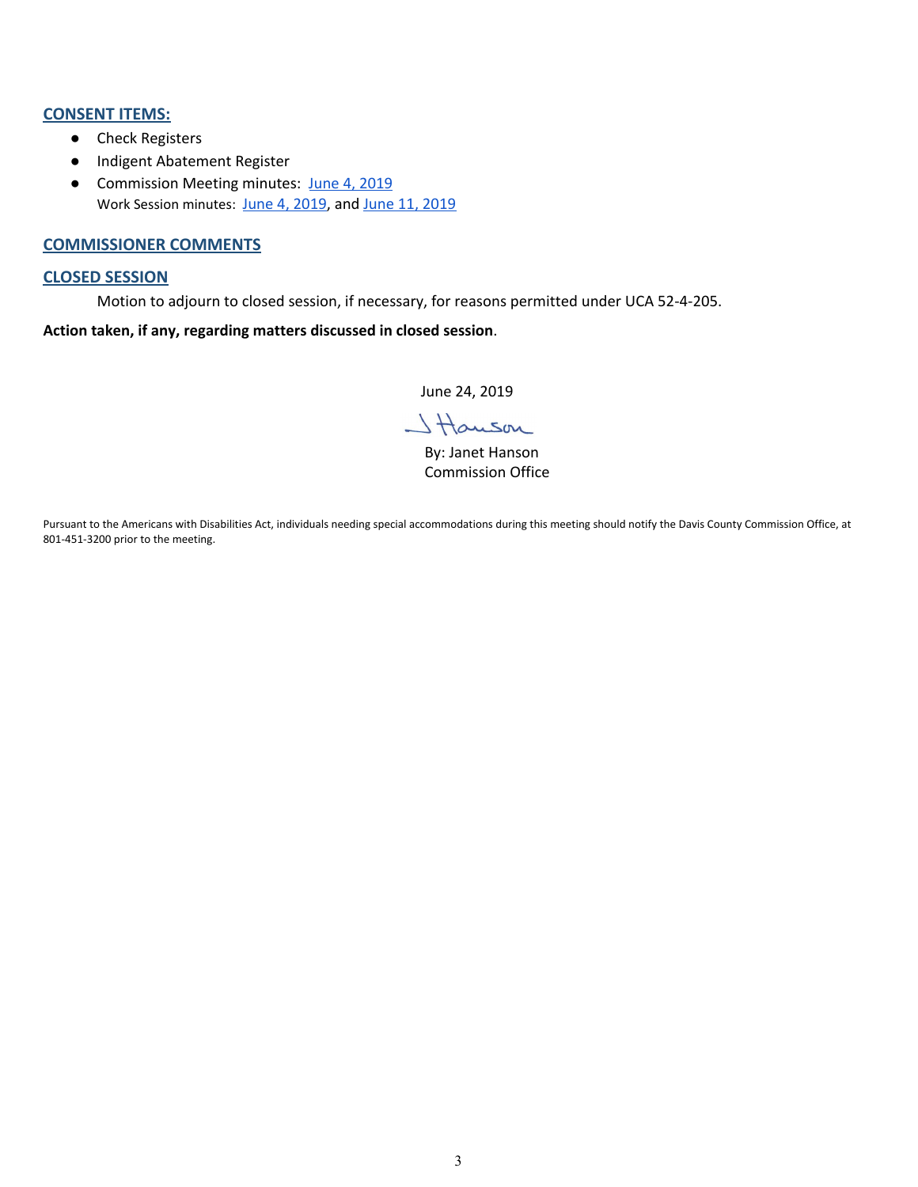## CONSENT ITEMS:

- Check Registers
- Indigent Abatement Register
- Commission Meeting minutes: June 4, 2019
  Work Session minutes: June 4, 2019, and June 11, 2019

## COMMISSIONER COMMENTS

## CLOSED SESSION

Motion to adjourn to closed session, if necessary, for reasons permitted under UCA 52-4-205.

**Action taken, if any, regarding matters discussed in closed session**.

June 24, 2019

J Hanson

By: Janet Hanson
Commission Office

Pursuant to the Americans with Disabilities Act, individuals needing special accommodations during this meeting should notify the Davis County Commission Office, at 801-451-3200 prior to the meeting.